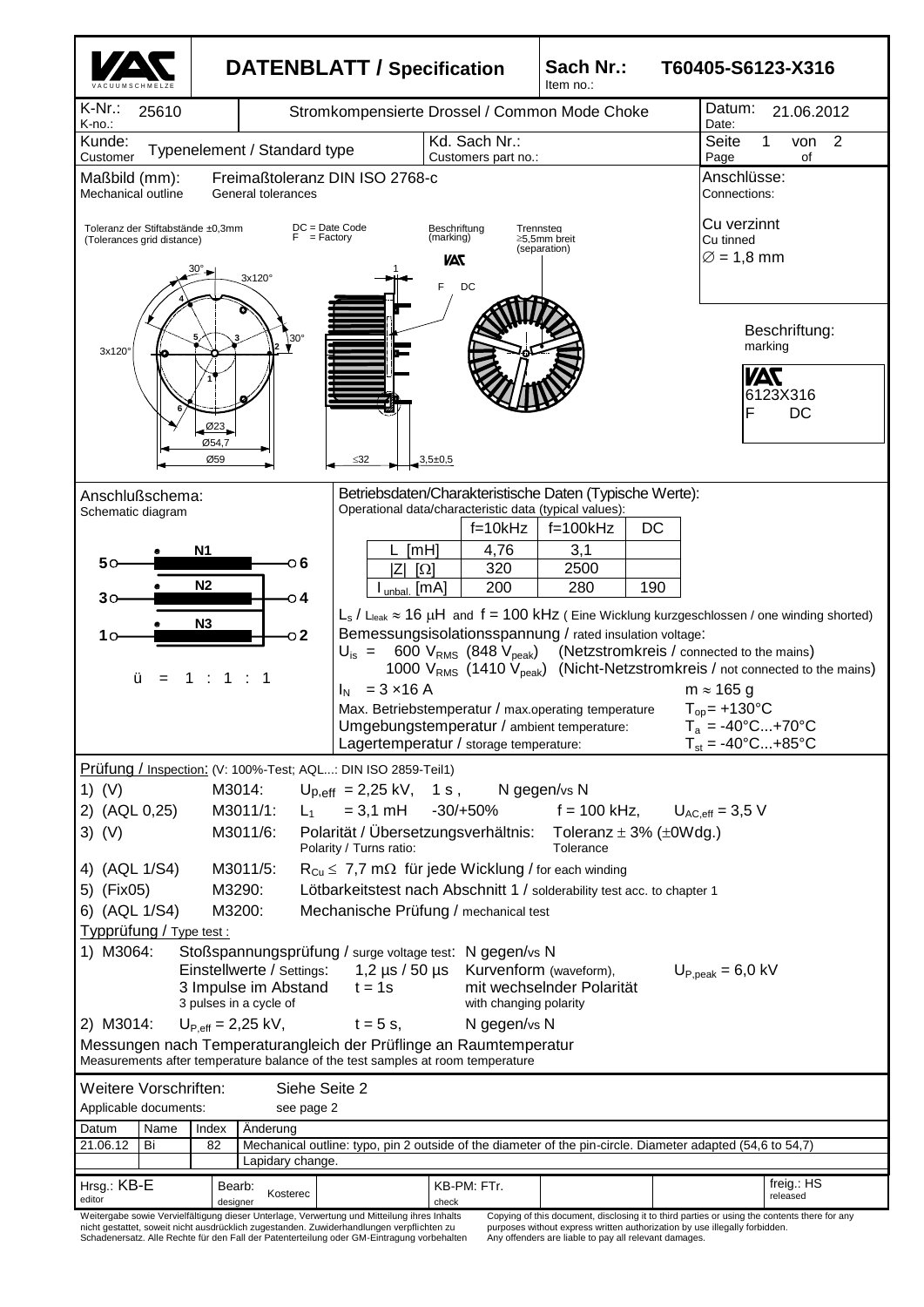# DATENBLATT / Specification

**Sach Nr.: / Item no.:** T60405-S6123-X316

| K-Nr.: / K-no.: 25610 | Stromkompensierte Drossel / Common Mode Choke | Datum: / Date: 21.06.2012 |
|---|---|---|
| Kunde: / Customer: Typenelement / Standard type | Kd. Sach Nr.: / Customers part no.: | Seite 1 von 2 / Page of |

**Maßbild (mm):** / Mechanical outline — Freimaßtoleranz DIN ISO 2768-c / General tolerances

Toleranz der Stiftabstände ±0,3mm (Tolerances grid distance)

DC = Date Code
F = Factory

Beschriftung (marking) — Trennsteg ≥5,5mm breit (separation)

30°, 3x120°, 3x120°, 30°, Ø23, Ø54,7, Ø59, ≤32, 3,5±0,5

**Anschlüsse:** / Connections:
Cu verzinnt / Cu tinned
∅ = 1,8 mm

**Beschriftung:** / marking
VAC
6123X316
F DC

**Anschlußschema:** / Schematic diagram

5 — N1 — 6
3 — N2 — 4
1 — N3 — 2

ü = 1 : 1 : 1

**Betriebsdaten/Charakteristische Daten (Typische Werte):** / Operational data/characteristic data (typical values):

| | f=10kHz | f=100kHz | DC |
|---|---|---|---|
| L [mH] | 4,76 | 3,1 | |
| \|Z\| [Ω] | 320 | 2500 | |
| $I_{unbal.}$ [mA] | 200 | 280 | 190 |

$L_s$ / $L_{leak}$ ≈ 16 μH and f = 100 kHz ( Eine Wicklung kurzgeschlossen / one winding shorted)

Bemessungsisolationsspannung / rated insulation voltage:
$U_{is}$ = 600 $V_{RMS}$ (848 $V_{peak}$) (Netzstromkreis / connected to the mains)
1000 $V_{RMS}$ (1410 $V_{peak}$) (Nicht-Netzstromkreis / not connected to the mains)

$I_N$ = 3 ×16 A — m ≈ 165 g

Max. Betriebstemperatur / max.operating temperature — $T_{op}$= +130°C
Umgebungstemperatur / ambient temperature: — $T_a$ = -40°C...+70°C
Lagertemperatur / storage temperature: — $T_{st}$ = -40°C...+85°C

**Prüfung / Inspection:** (V: 100%-Test; AQL...: DIN ISO 2859-Teil1)

1) (V) M3014: $U_{p,eff}$ = 2,25 kV, 1 s , N gegen/vs N
2) (AQL 0,25) M3011/1: $L_1$ = 3,1 mH -30/+50% f = 100 kHz, $U_{AC,eff}$ = 3,5 V
3) (V) M3011/6: Polarität / Übersetzungsverhältnis: / Polarity / Turns ratio: Toleranz ± 3% (±0Wdg.) / Tolerance
4) (AQL 1/S4) M3011/5: $R_{Cu}$ ≤ 7,7 mΩ für jede Wicklung / for each winding
5) (Fix05) M3290: Lötbarkeitstest nach Abschnitt 1 / solderability test acc. to chapter 1
6) (AQL 1/S4) M3200: Mechanische Prüfung / mechanical test

**Typprüfung / Type test :**

1) M3064: Stoßspannungsprüfung / surge voltage test: N gegen/vs N
Einstellwerte / Settings: 1,2 µs / 50 µs Kurvenform (waveform), $U_{P,peak}$ = 6,0 kV
3 Impulse im Abstand / 3 pulses in a cycle of t = 1s mit wechselnder Polarität / with changing polarity
2) M3014: $U_{P,eff}$ = 2,25 kV, t = 5 s, N gegen/vs N

Messungen nach Temperaturangleich der Prüflinge an Raumtemperatur
Measurements after temperature balance of the test samples at room temperature

Weitere Vorschriften: / Applicable documents: Siehe Seite 2 / see page 2

| Datum | Name | Index | Änderung |
|---|---|---|---|
| 21.06.12 | Bi | 82 | Mechanical outline: typo, pin 2 outside of the diameter of the pin-circle. Diameter adapted (54,6 to 54,7) |
| | | | Lapidary change. |

| Hrsg.: KB-E / editor | Bearb.: Kosterec / designer | KB-PM: FTr. / check | freig.: HS / released |
|---|---|---|---|

Weitergabe sowie Vervielfältigung dieser Unterlage, Verwertung und Mitteilung ihres Inhalts nicht gestattet, soweit nicht ausdrücklich zugestanden. Zuwiderhandlungen verpflichten zu Schadenersatz. Alle Rechte für den Fall der Patenterteilung oder GM-Eintragung vorbehalten

Copying of this document, disclosing it to third parties or using the contents there for any purposes without express written authorization by use illegally forbidden. Any offenders are liable to pay all relevant damages.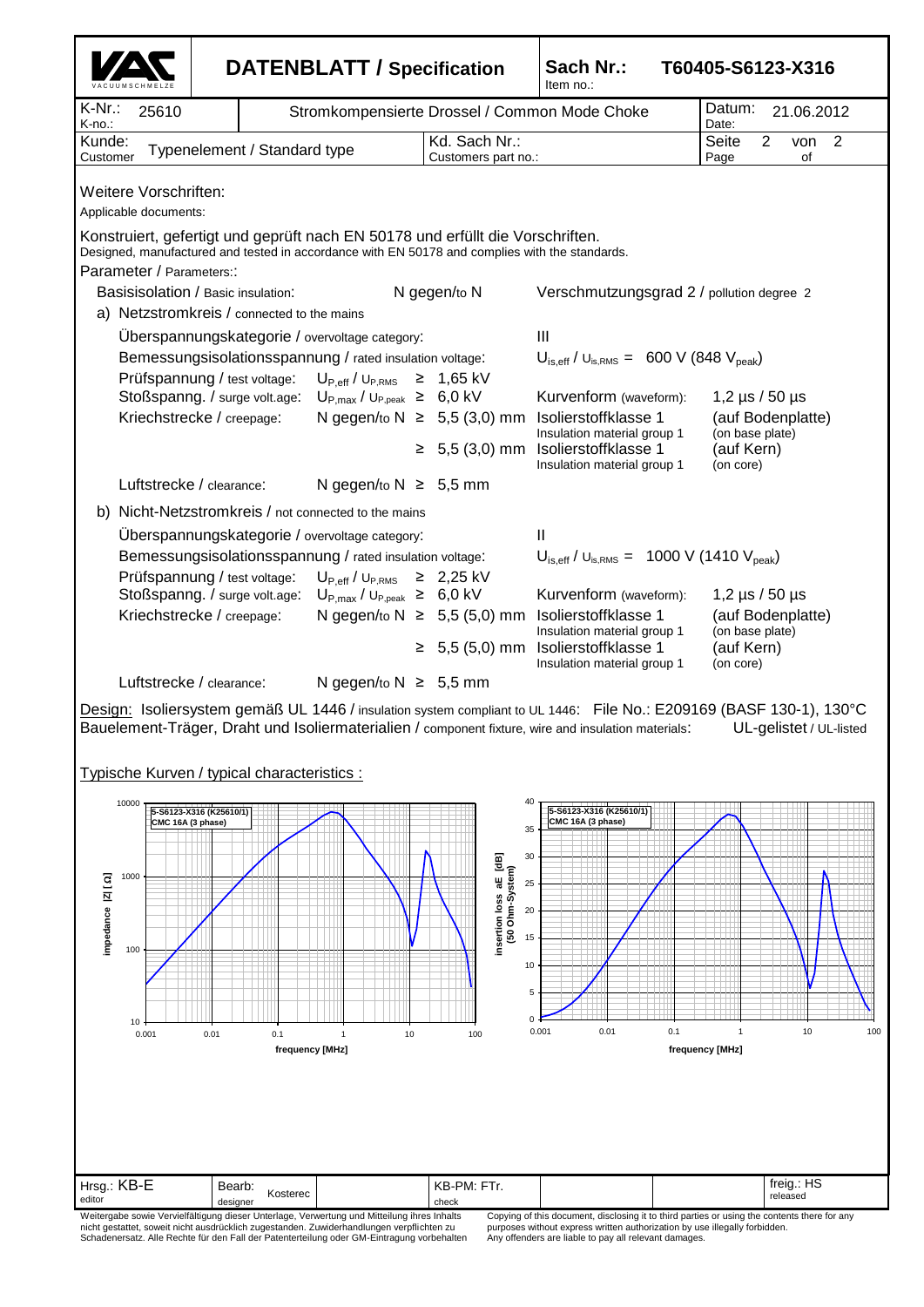# DATENBLATT / Specification

| | | | |
|---|---|---|---|
| Sach Nr.: / Item no.: | T60405-S6123-X316 | | |
| K-Nr.: / K-no.: 25610 | Stromkompensierte Drossel / Common Mode Choke | | Datum: / Date: 21.06.2012 |
| Kunde: / Customer: Typenelement / Standard type | Kd. Sach Nr.: / Customers part no.: | | Seite 2 von 2 / Page of |

Weitere Vorschriften:
Applicable documents:

Konstruiert, gefertigt und geprüft nach EN 50178 und erfüllt die Vorschriften.
Designed, manufactured and tested in accordance with EN 50178 and complies with the standards.

Parameter / Parameters::

Basisisolation / Basic insulation: N gegen/to N — Verschmutzungsgrad 2 / pollution degree 2

a) Netzstromkreis / connected to the mains

- Überspannungskategorie / overvoltage category: III
- Bemessungsisolationsspannung / rated insulation voltage: $U_{is,eff}$ / $U_{is,RMS}$ = 600 V (848 $V_{peak}$)
- Prüfspannung / test voltage: $U_{P,eff}$ / $U_{P,RMS}$ ≥ 1,65 kV
- Stoßspanng. / surge volt.age: $U_{P,max}$ / $U_{P,peak}$ ≥ 6,0 kV — Kurvenform (waveform): 1,2 µs / 50 µs
- Kriechstrecke / creepage: N gegen/to N ≥ 5,5 (3,0) mm — Isolierstoffklasse 1 / Insulation material group 1 — (auf Bodenplatte) / (on base plate)
  - ≥ 5,5 (3,0) mm — Isolierstoffklasse 1 / Insulation material group 1 — (auf Kern) / (on core)
- Luftstrecke / clearance: N gegen/to N ≥ 5,5 mm

b) Nicht-Netzstromkreis / not connected to the mains

- Überspannungskategorie / overvoltage category: II
- Bemessungsisolationsspannung / rated insulation voltage: $U_{is,eff}$ / $U_{is,RMS}$ = 1000 V (1410 $V_{peak}$)
- Prüfspannung / test voltage: $U_{P,eff}$ / $U_{P,RMS}$ ≥ 2,25 kV
- Stoßspanng. / surge volt.age: $U_{P,max}$ / $U_{P,peak}$ ≥ 6,0 kV — Kurvenform (waveform): 1,2 µs / 50 µs
- Kriechstrecke / creepage: N gegen/to N ≥ 5,5 (5,0) mm — Isolierstoffklasse 1 / Insulation material group 1 — (auf Bodenplatte) / (on base plate)
  - ≥ 5,5 (5,0) mm — Isolierstoffklasse 1 / Insulation material group 1 — (auf Kern) / (on core)
- Luftstrecke / clearance: N gegen/to N ≥ 5,5 mm

Design: Isoliersystem gemäß UL 1446 / insulation system compliant to UL 1446: File No.: E209169 (BASF 130-1), 130°C
Bauelement-Träger, Draht und Isoliermaterialien / component fixture, wire and insulation materials: UL-gelistet / UL-listed

Typische Kurven / typical characteristics :

5-S6123-X316 (K25610/1)
CMC 16A (3 phase)
impedance |Z| [Ω]
10000
1000
100
10
0.001 0.01 0.1 1 10 100
frequency [MHz]

5-S6123-X316 (K25610/1)
CMC 16A (3 phase)
insertion loss aE [dB] (50 Ohm-System)
40
35
30
25
20
15
10
5
0
0.001 0.01 0.1 1 10 100
frequency [MHz]

| | | | | |
|---|---|---|---|---|
| Hrsg.: KB-E / editor | Bearb: Kosterec / designer | KB-PM: FTr. / check | | freig.: HS / released |

Weitergabe sowie Vervielfältigung dieser Unterlage, Verwertung und Mitteilung ihres Inhalts nicht gestattet, soweit nicht ausdrücklich zugestanden. Zuwiderhandlungen verpflichten zu Schadenersatz. Alle Rechte für den Fall der Patenterteilung oder GM-Eintragung vorbehalten

Copying of this document, disclosing it to third parties or using the contents there for any purposes without express written authorization by use illegally forbidden. Any offenders are liable to pay all relevant damages.